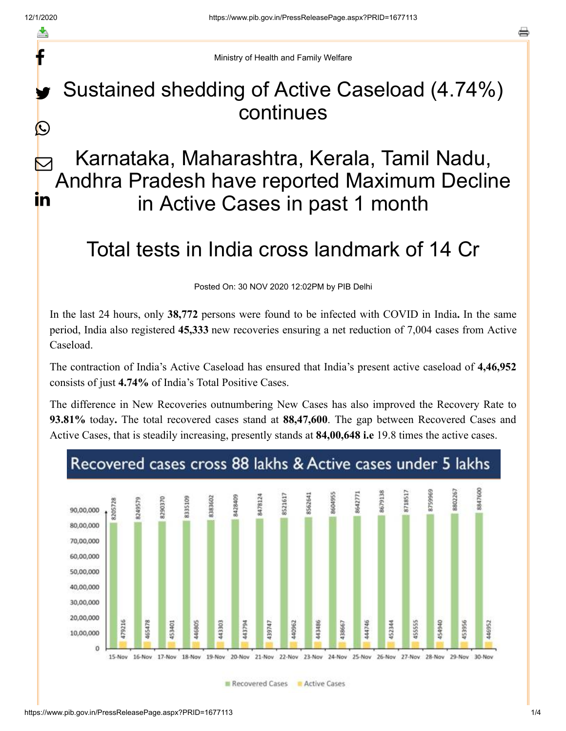Ministry of Health and Family Welfare

# Sustained shedding of Active Caseload (4.74%) continues

## Karnataka, Maharashtra, Kerala, Tamil Nadu, Andhra Pradesh have reported Maximum Decline in Active Cases in past 1 month

## Total tests in India cross landmark of 14 Cr

Posted On: 30 NOV 2020 12:02PM by PIB Delhi

In the last 24 hours, only **38,772** persons were found to be infected with COVID in India**.** In the same period, India also registered **45,333** new recoveries ensuring a net reduction of 7,004 cases from Active Caseload.

The contraction of India's Active Caseload has ensured that India's present active caseload of **4,46,952** consists of just **4.74%** of India's Total Positive Cases.

The difference in New Recoveries outnumbering New Cases has also improved the Recovery Rate to **93.81%** today**.** The total recovered cases stand at **88,47,600**. The gap between Recovered Cases and Active Cases, that is steadily increasing, presently stands at **84,00,648 i.e** 19.8 times the active cases.

**Recovered cases cross 88 lakhs & Active cases under 5 lakhs**

| Date | Recovered Cases | Active Cases |
|---|---|---|
| 15-Nov | 8205728 | 479216 |
| 16-Nov | 8249579 | 465478 |
| 17-Nov | 8290370 | 453401 |
| 18-Nov | 8335109 | 446805 |
| 19-Nov | 8383602 | 443303 |
| 20-Nov | 8428409 | 443794 |
| 21-Nov | 8478124 | 439747 |
| 22-Nov | 8521617 | 440962 |
| 23-Nov | 8562641 | 443486 |
| 24-Nov | 8604955 | 438667 |
| 25-Nov | 8642771 | 444746 |
| 26-Nov | 8679138 | 452344 |
| 27-Nov | 8718517 | 455555 |
| 28-Nov | 8759969 | 454940 |
| 29-Nov | 8802267 | 453956 |
| 30-Nov | 8847600 | 446952 |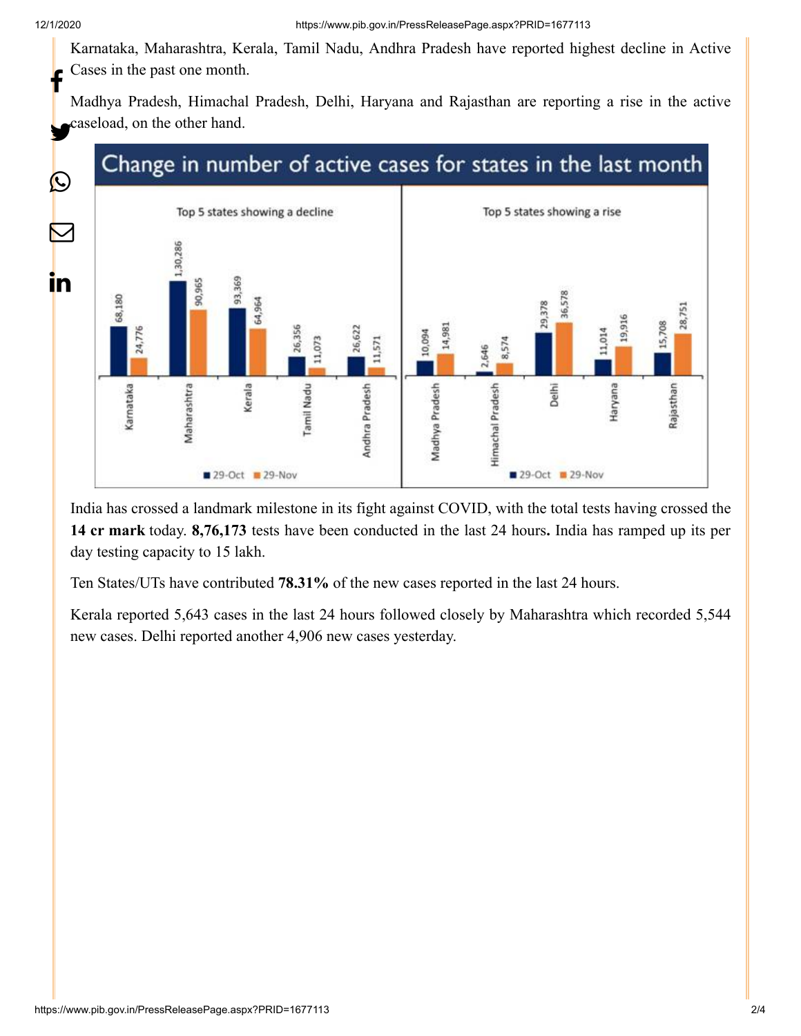Karnataka, Maharashtra, Kerala, Tamil Nadu, Andhra Pradesh have reported highest decline in Active Cases in the past one month.

Madhya Pradesh, Himachal Pradesh, Delhi, Haryana and Rajasthan are reporting a rise in the active caseload, on the other hand.

**Change in number of active cases for states in the last month**

Top 5 states showing a decline

| State | 29-Oct | 29-Nov |
|---|---|---|
| Karnataka | 68,180 | 24,776 |
| Maharashtra | 1,30,286 | 90,965 |
| Kerala | 93,369 | 64,964 |
| Tamil Nadu | 26,356 | 11,073 |
| Andhra Pradesh | 26,622 | 11,571 |

Top 5 states showing a rise

| State | 29-Oct | 29-Nov |
|---|---|---|
| Madhya Pradesh | 10,094 | 14,981 |
| Himachal Pradesh | 2,646 | 8,574 |
| Delhi | 29,378 | 36,578 |
| Haryana | 11,014 | 19,916 |
| Rajasthan | 15,708 | 28,751 |

India has crossed a landmark milestone in its fight against COVID, with the total tests having crossed the **14 cr mark** today. **8,76,173** tests have been conducted in the last 24 hours**.** India has ramped up its per day testing capacity to 15 lakh.

Ten States/UTs have contributed **78.31%** of the new cases reported in the last 24 hours.

Kerala reported 5,643 cases in the last 24 hours followed closely by Maharashtra which recorded 5,544 new cases. Delhi reported another 4,906 new cases yesterday.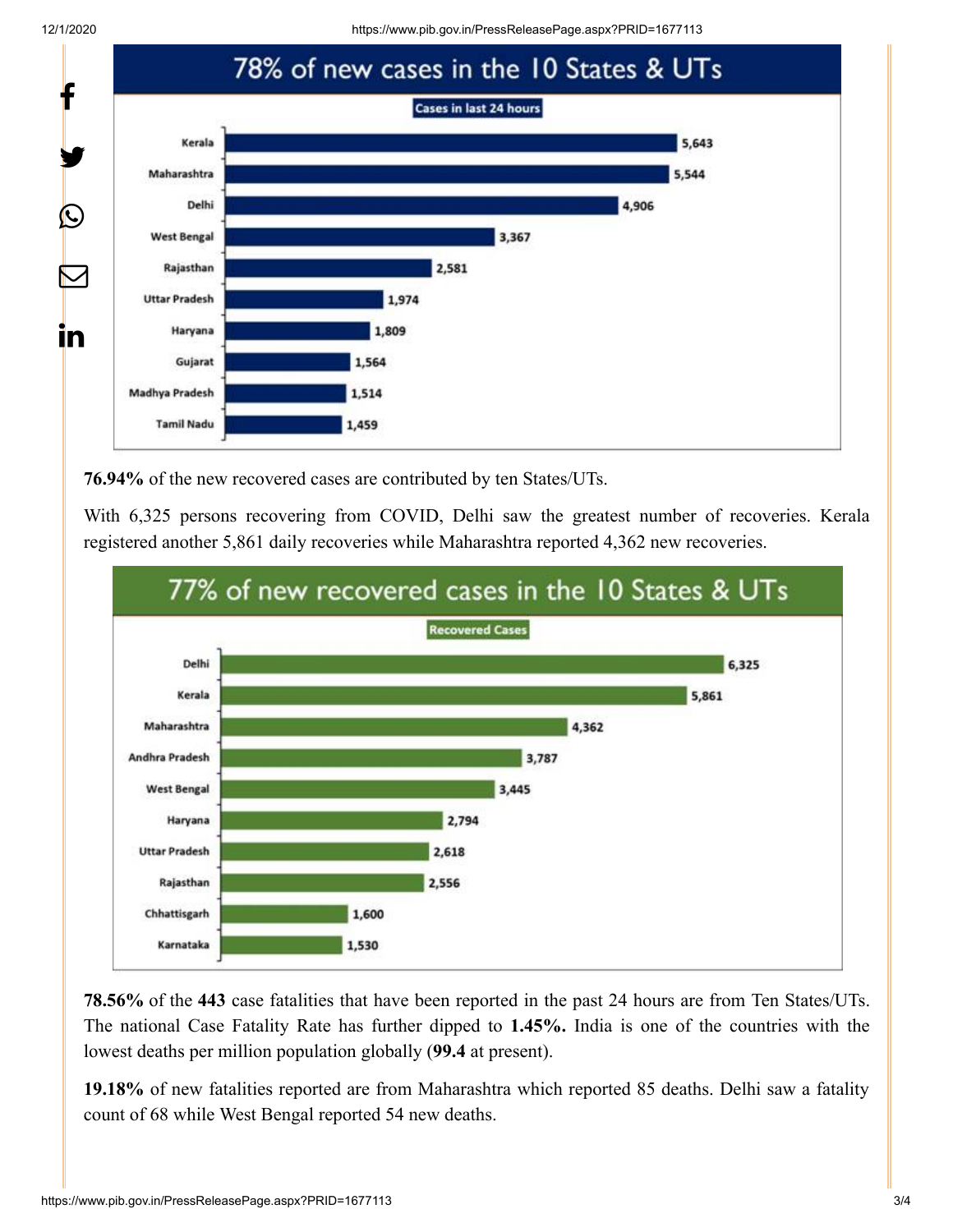## 78% of new cases in the 10 States & UTs

**Cases in last 24 hours**

| State/UT | Cases |
| --- | --- |
| Kerala | 5,643 |
| Maharashtra | 5,544 |
| Delhi | 4,906 |
| West Bengal | 3,367 |
| Rajasthan | 2,581 |
| Uttar Pradesh | 1,974 |
| Haryana | 1,809 |
| Gujarat | 1,564 |
| Madhya Pradesh | 1,514 |
| Tamil Nadu | 1,459 |

**76.94%** of the new recovered cases are contributed by ten States/UTs.

With 6,325 persons recovering from COVID, Delhi saw the greatest number of recoveries. Kerala registered another 5,861 daily recoveries while Maharashtra reported 4,362 new recoveries.

## 77% of new recovered cases in the 10 States & UTs

**Recovered Cases**

| State/UT | Recovered Cases |
| --- | --- |
| Delhi | 6,325 |
| Kerala | 5,861 |
| Maharashtra | 4,362 |
| Andhra Pradesh | 3,787 |
| West Bengal | 3,445 |
| Haryana | 2,794 |
| Uttar Pradesh | 2,618 |
| Rajasthan | 2,556 |
| Chhattisgarh | 1,600 |
| Karnataka | 1,530 |

**78.56%** of the **443** case fatalities that have been reported in the past 24 hours are from Ten States/UTs. The national Case Fatality Rate has further dipped to **1.45%.** India is one of the countries with the lowest deaths per million population globally (**99.4** at present).

**19.18%** of new fatalities reported are from Maharashtra which reported 85 deaths. Delhi saw a fatality count of 68 while West Bengal reported 54 new deaths.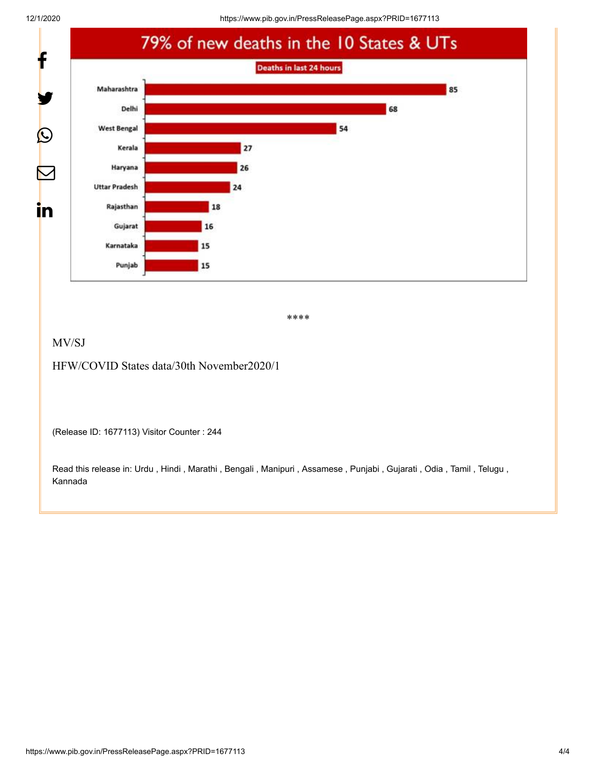79% of new deaths in the 10 States & UTs

Deaths in last 24 hours

Maharashtra 85
Delhi 68
West Bengal 54
Kerala 27
Haryana 26
Uttar Pradesh 24
Rajasthan 18
Gujarat 16
Karnataka 15
Punjab 15

****

MV/SJ

HFW/COVID States data/30th November2020/1

(Release ID: 1677113) Visitor Counter : 244

Read this release in: Urdu , Hindi , Marathi , Bengali , Manipuri , Assamese , Punjabi , Gujarati , Odia , Tamil , Telugu , Kannada